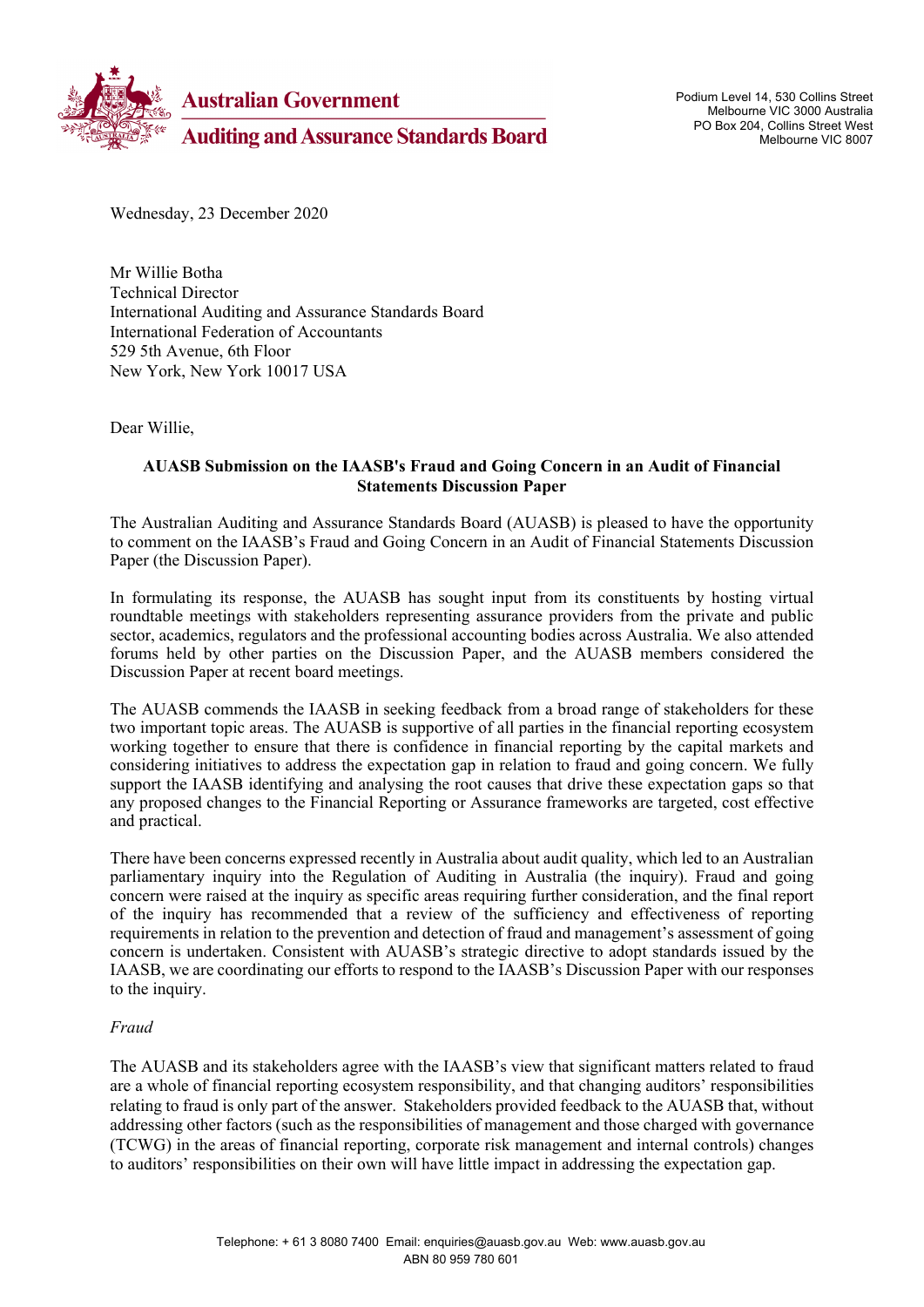**Australian Government**

**Auditing and Assurance Standards Board**

Podium Level 14, 530 Collins Street
Melbourne VIC 3000 Australia
PO Box 204, Collins Street West
Melbourne VIC 8007

Wednesday, 23 December 2020

Mr Willie Botha
Technical Director
International Auditing and Assurance Standards Board
International Federation of Accountants
529 5th Avenue, 6th Floor
New York, New York 10017 USA

Dear Willie,

**AUASB Submission on the IAASB's Fraud and Going Concern in an Audit of Financial Statements Discussion Paper**

The Australian Auditing and Assurance Standards Board (AUASB) is pleased to have the opportunity to comment on the IAASB's Fraud and Going Concern in an Audit of Financial Statements Discussion Paper (the Discussion Paper).

In formulating its response, the AUASB has sought input from its constituents by hosting virtual roundtable meetings with stakeholders representing assurance providers from the private and public sector, academics, regulators and the professional accounting bodies across Australia. We also attended forums held by other parties on the Discussion Paper, and the AUASB members considered the Discussion Paper at recent board meetings.

The AUASB commends the IAASB in seeking feedback from a broad range of stakeholders for these two important topic areas. The AUASB is supportive of all parties in the financial reporting ecosystem working together to ensure that there is confidence in financial reporting by the capital markets and considering initiatives to address the expectation gap in relation to fraud and going concern. We fully support the IAASB identifying and analysing the root causes that drive these expectation gaps so that any proposed changes to the Financial Reporting or Assurance frameworks are targeted, cost effective and practical.

There have been concerns expressed recently in Australia about audit quality, which led to an Australian parliamentary inquiry into the Regulation of Auditing in Australia (the inquiry). Fraud and going concern were raised at the inquiry as specific areas requiring further consideration, and the final report of the inquiry has recommended that a review of the sufficiency and effectiveness of reporting requirements in relation to the prevention and detection of fraud and management's assessment of going concern is undertaken. Consistent with AUASB's strategic directive to adopt standards issued by the IAASB, we are coordinating our efforts to respond to the IAASB's Discussion Paper with our responses to the inquiry.

*Fraud*

The AUASB and its stakeholders agree with the IAASB's view that significant matters related to fraud are a whole of financial reporting ecosystem responsibility, and that changing auditors' responsibilities relating to fraud is only part of the answer. Stakeholders provided feedback to the AUASB that, without addressing other factors (such as the responsibilities of management and those charged with governance (TCWG) in the areas of financial reporting, corporate risk management and internal controls) changes to auditors' responsibilities on their own will have little impact in addressing the expectation gap.

Telephone: + 61 3 8080 7400 Email: enquiries@auasb.gov.au Web: www.auasb.gov.au
ABN 80 959 780 601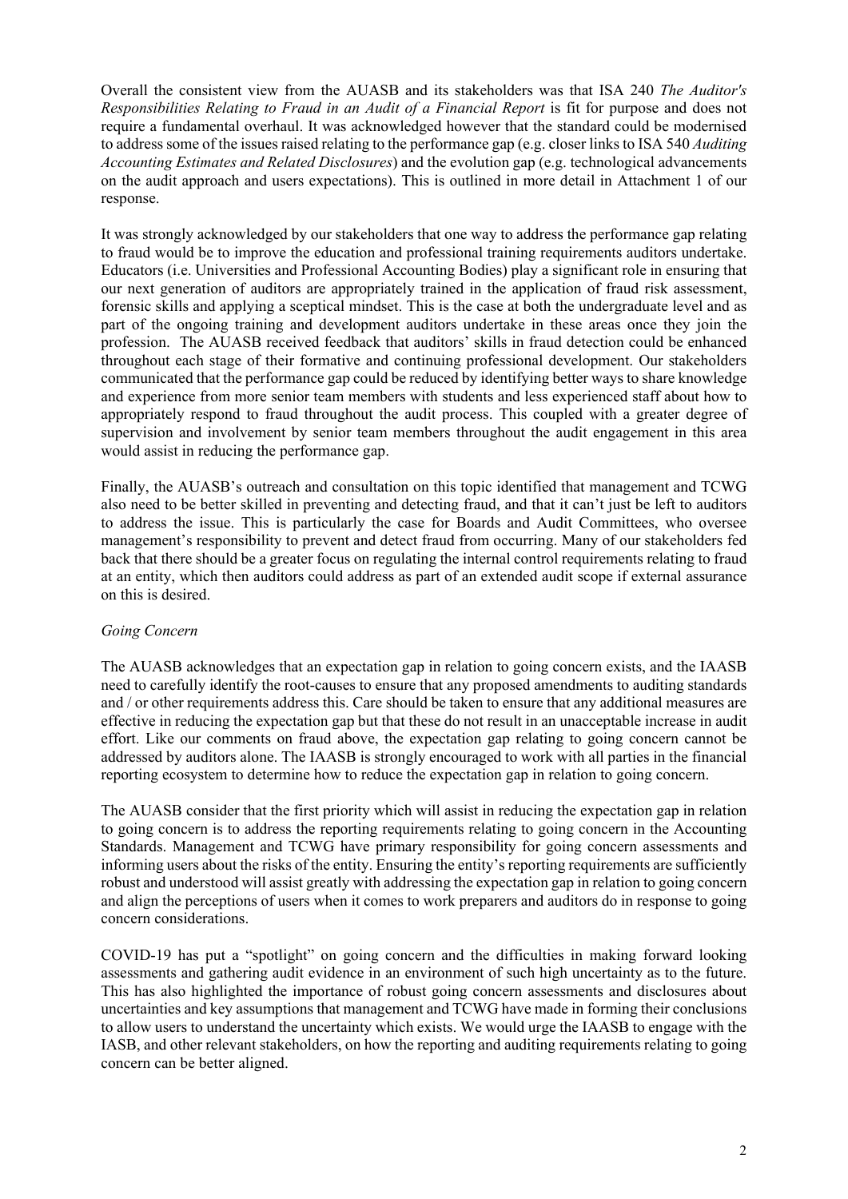Overall the consistent view from the AUASB and its stakeholders was that ISA 240 *The Auditor's Responsibilities Relating to Fraud in an Audit of a Financial Report* is fit for purpose and does not require a fundamental overhaul. It was acknowledged however that the standard could be modernised to address some of the issues raised relating to the performance gap (e.g. closer links to ISA 540 *Auditing Accounting Estimates and Related Disclosures*) and the evolution gap (e.g. technological advancements on the audit approach and users expectations). This is outlined in more detail in Attachment 1 of our response.

It was strongly acknowledged by our stakeholders that one way to address the performance gap relating to fraud would be to improve the education and professional training requirements auditors undertake. Educators (i.e. Universities and Professional Accounting Bodies) play a significant role in ensuring that our next generation of auditors are appropriately trained in the application of fraud risk assessment, forensic skills and applying a sceptical mindset. This is the case at both the undergraduate level and as part of the ongoing training and development auditors undertake in these areas once they join the profession. The AUASB received feedback that auditors' skills in fraud detection could be enhanced throughout each stage of their formative and continuing professional development. Our stakeholders communicated that the performance gap could be reduced by identifying better ways to share knowledge and experience from more senior team members with students and less experienced staff about how to appropriately respond to fraud throughout the audit process. This coupled with a greater degree of supervision and involvement by senior team members throughout the audit engagement in this area would assist in reducing the performance gap.

Finally, the AUASB's outreach and consultation on this topic identified that management and TCWG also need to be better skilled in preventing and detecting fraud, and that it can't just be left to auditors to address the issue. This is particularly the case for Boards and Audit Committees, who oversee management's responsibility to prevent and detect fraud from occurring. Many of our stakeholders fed back that there should be a greater focus on regulating the internal control requirements relating to fraud at an entity, which then auditors could address as part of an extended audit scope if external assurance on this is desired.

*Going Concern*

The AUASB acknowledges that an expectation gap in relation to going concern exists, and the IAASB need to carefully identify the root-causes to ensure that any proposed amendments to auditing standards and / or other requirements address this. Care should be taken to ensure that any additional measures are effective in reducing the expectation gap but that these do not result in an unacceptable increase in audit effort. Like our comments on fraud above, the expectation gap relating to going concern cannot be addressed by auditors alone. The IAASB is strongly encouraged to work with all parties in the financial reporting ecosystem to determine how to reduce the expectation gap in relation to going concern.

The AUASB consider that the first priority which will assist in reducing the expectation gap in relation to going concern is to address the reporting requirements relating to going concern in the Accounting Standards. Management and TCWG have primary responsibility for going concern assessments and informing users about the risks of the entity. Ensuring the entity's reporting requirements are sufficiently robust and understood will assist greatly with addressing the expectation gap in relation to going concern and align the perceptions of users when it comes to work preparers and auditors do in response to going concern considerations.

COVID-19 has put a "spotlight" on going concern and the difficulties in making forward looking assessments and gathering audit evidence in an environment of such high uncertainty as to the future. This has also highlighted the importance of robust going concern assessments and disclosures about uncertainties and key assumptions that management and TCWG have made in forming their conclusions to allow users to understand the uncertainty which exists. We would urge the IAASB to engage with the IASB, and other relevant stakeholders, on how the reporting and auditing requirements relating to going concern can be better aligned.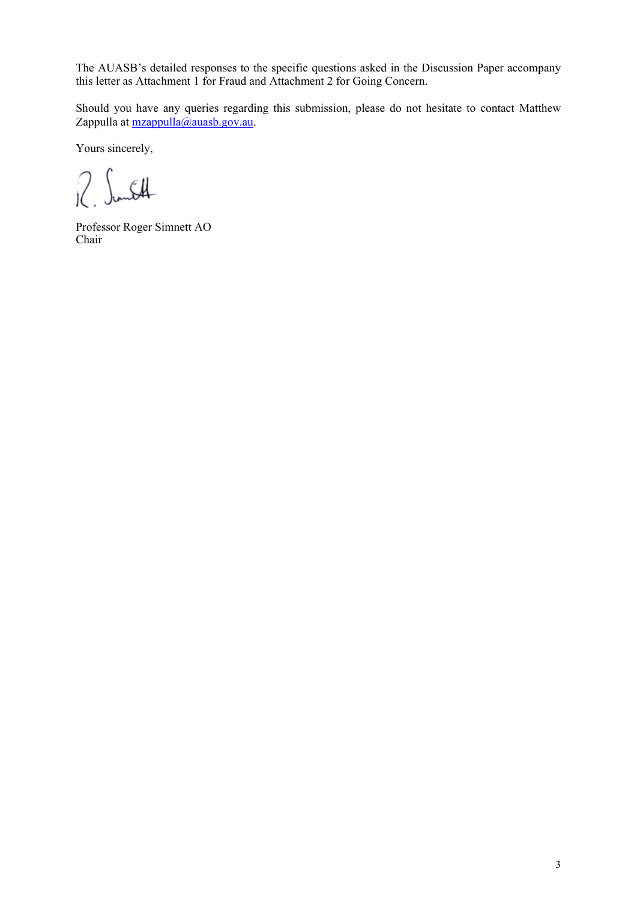The AUASB's detailed responses to the specific questions asked in the Discussion Paper accompany this letter as Attachment 1 for Fraud and Attachment 2 for Going Concern.

Should you have any queries regarding this submission, please do not hesitate to contact Matthew Zappulla at mzappulla@auasb.gov.au.

Yours sincerely,

Professor Roger Simnett AO
Chair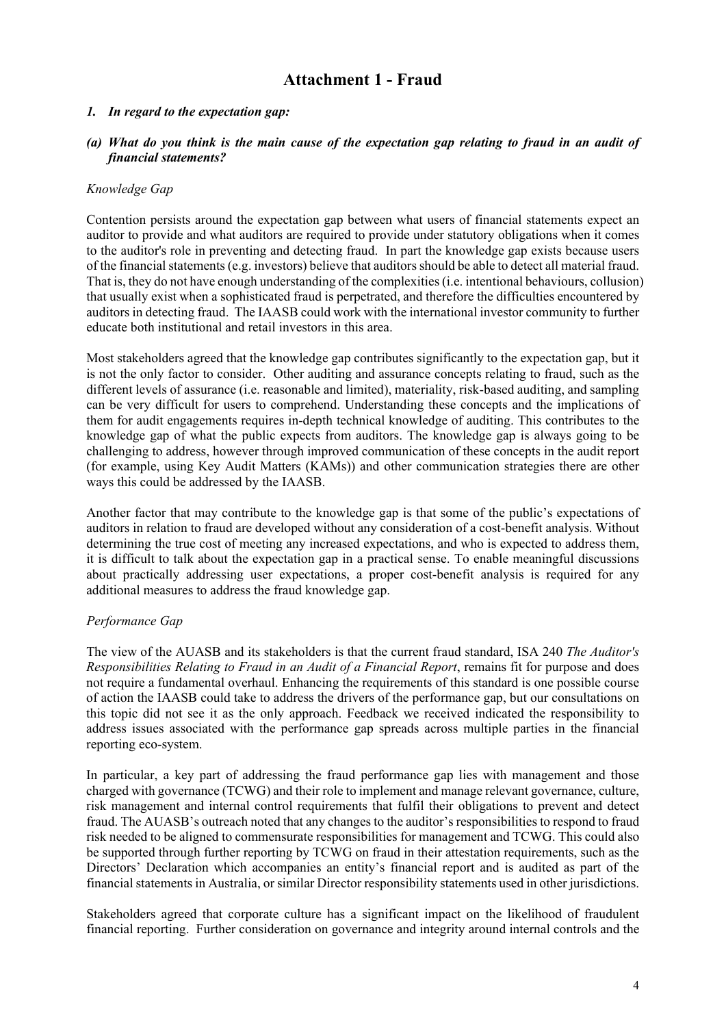# Attachment 1 - Fraud

***1. In regard to the expectation gap:***

***(a) What do you think is the main cause of the expectation gap relating to fraud in an audit of financial statements?***

*Knowledge Gap*

Contention persists around the expectation gap between what users of financial statements expect an auditor to provide and what auditors are required to provide under statutory obligations when it comes to the auditor's role in preventing and detecting fraud. In part the knowledge gap exists because users of the financial statements (e.g. investors) believe that auditors should be able to detect all material fraud. That is, they do not have enough understanding of the complexities (i.e. intentional behaviours, collusion) that usually exist when a sophisticated fraud is perpetrated, and therefore the difficulties encountered by auditors in detecting fraud. The IAASB could work with the international investor community to further educate both institutional and retail investors in this area.

Most stakeholders agreed that the knowledge gap contributes significantly to the expectation gap, but it is not the only factor to consider. Other auditing and assurance concepts relating to fraud, such as the different levels of assurance (i.e. reasonable and limited), materiality, risk-based auditing, and sampling can be very difficult for users to comprehend. Understanding these concepts and the implications of them for audit engagements requires in-depth technical knowledge of auditing. This contributes to the knowledge gap of what the public expects from auditors. The knowledge gap is always going to be challenging to address, however through improved communication of these concepts in the audit report (for example, using Key Audit Matters (KAMs)) and other communication strategies there are other ways this could be addressed by the IAASB.

Another factor that may contribute to the knowledge gap is that some of the public's expectations of auditors in relation to fraud are developed without any consideration of a cost-benefit analysis. Without determining the true cost of meeting any increased expectations, and who is expected to address them, it is difficult to talk about the expectation gap in a practical sense. To enable meaningful discussions about practically addressing user expectations, a proper cost-benefit analysis is required for any additional measures to address the fraud knowledge gap.

*Performance Gap*

The view of the AUASB and its stakeholders is that the current fraud standard, ISA 240 *The Auditor's Responsibilities Relating to Fraud in an Audit of a Financial Report*, remains fit for purpose and does not require a fundamental overhaul. Enhancing the requirements of this standard is one possible course of action the IAASB could take to address the drivers of the performance gap, but our consultations on this topic did not see it as the only approach. Feedback we received indicated the responsibility to address issues associated with the performance gap spreads across multiple parties in the financial reporting eco-system.

In particular, a key part of addressing the fraud performance gap lies with management and those charged with governance (TCWG) and their role to implement and manage relevant governance, culture, risk management and internal control requirements that fulfil their obligations to prevent and detect fraud. The AUASB's outreach noted that any changes to the auditor's responsibilities to respond to fraud risk needed to be aligned to commensurate responsibilities for management and TCWG. This could also be supported through further reporting by TCWG on fraud in their attestation requirements, such as the Directors' Declaration which accompanies an entity's financial report and is audited as part of the financial statements in Australia, or similar Director responsibility statements used in other jurisdictions.

Stakeholders agreed that corporate culture has a significant impact on the likelihood of fraudulent financial reporting. Further consideration on governance and integrity around internal controls and the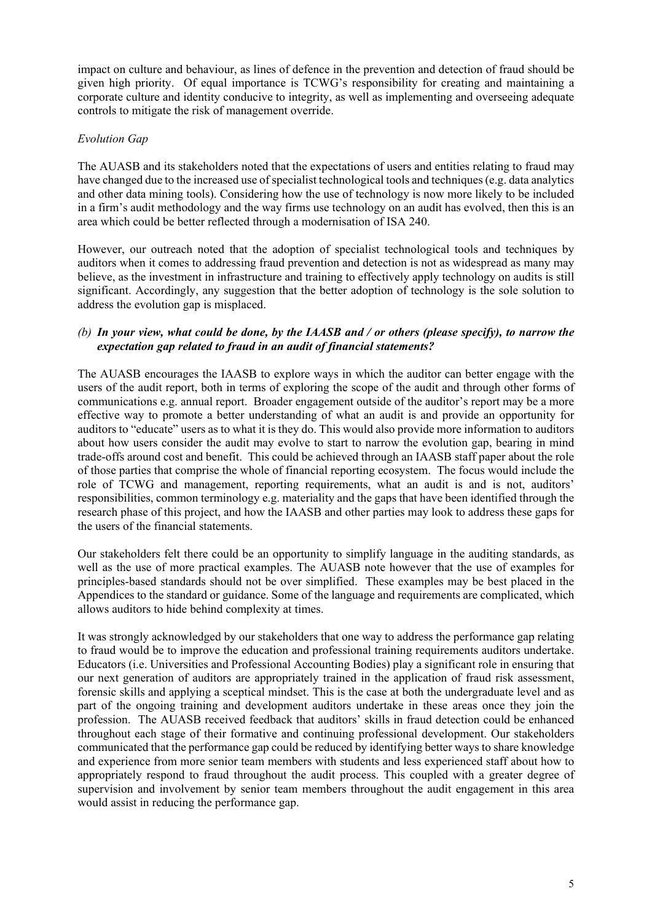impact on culture and behaviour, as lines of defence in the prevention and detection of fraud should be given high priority. Of equal importance is TCWG's responsibility for creating and maintaining a corporate culture and identity conducive to integrity, as well as implementing and overseeing adequate controls to mitigate the risk of management override.

*Evolution Gap*

The AUASB and its stakeholders noted that the expectations of users and entities relating to fraud may have changed due to the increased use of specialist technological tools and techniques (e.g. data analytics and other data mining tools). Considering how the use of technology is now more likely to be included in a firm's audit methodology and the way firms use technology on an audit has evolved, then this is an area which could be better reflected through a modernisation of ISA 240.

However, our outreach noted that the adoption of specialist technological tools and techniques by auditors when it comes to addressing fraud prevention and detection is not as widespread as many may believe, as the investment in infrastructure and training to effectively apply technology on audits is still significant. Accordingly, any suggestion that the better adoption of technology is the sole solution to address the evolution gap is misplaced.

*(b)* ***In your view, what could be done, by the IAASB and / or others (please specify), to narrow the expectation gap related to fraud in an audit of financial statements?***

The AUASB encourages the IAASB to explore ways in which the auditor can better engage with the users of the audit report, both in terms of exploring the scope of the audit and through other forms of communications e.g. annual report. Broader engagement outside of the auditor's report may be a more effective way to promote a better understanding of what an audit is and provide an opportunity for auditors to "educate" users as to what it is they do. This would also provide more information to auditors about how users consider the audit may evolve to start to narrow the evolution gap, bearing in mind trade-offs around cost and benefit. This could be achieved through an IAASB staff paper about the role of those parties that comprise the whole of financial reporting ecosystem. The focus would include the role of TCWG and management, reporting requirements, what an audit is and is not, auditors' responsibilities, common terminology e.g. materiality and the gaps that have been identified through the research phase of this project, and how the IAASB and other parties may look to address these gaps for the users of the financial statements.

Our stakeholders felt there could be an opportunity to simplify language in the auditing standards, as well as the use of more practical examples. The AUASB note however that the use of examples for principles-based standards should not be over simplified. These examples may be best placed in the Appendices to the standard or guidance. Some of the language and requirements are complicated, which allows auditors to hide behind complexity at times.

It was strongly acknowledged by our stakeholders that one way to address the performance gap relating to fraud would be to improve the education and professional training requirements auditors undertake. Educators (i.e. Universities and Professional Accounting Bodies) play a significant role in ensuring that our next generation of auditors are appropriately trained in the application of fraud risk assessment, forensic skills and applying a sceptical mindset. This is the case at both the undergraduate level and as part of the ongoing training and development auditors undertake in these areas once they join the profession. The AUASB received feedback that auditors' skills in fraud detection could be enhanced throughout each stage of their formative and continuing professional development. Our stakeholders communicated that the performance gap could be reduced by identifying better ways to share knowledge and experience from more senior team members with students and less experienced staff about how to appropriately respond to fraud throughout the audit process. This coupled with a greater degree of supervision and involvement by senior team members throughout the audit engagement in this area would assist in reducing the performance gap.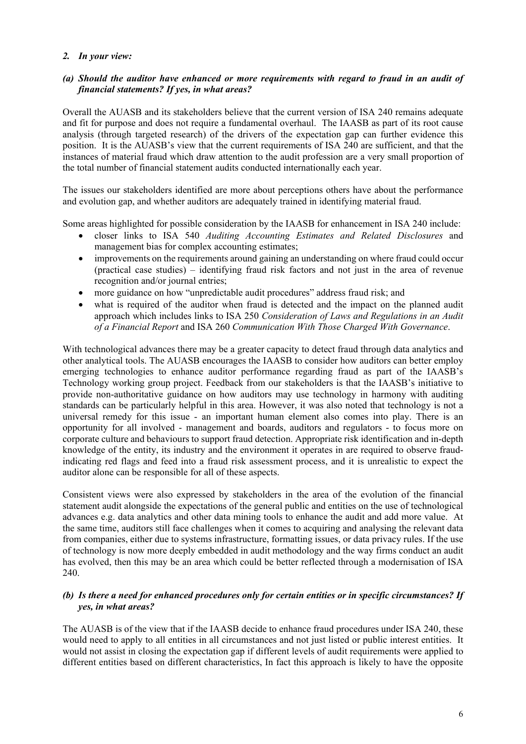*2. In your view:*

***(a) Should the auditor have enhanced or more requirements with regard to fraud in an audit of financial statements? If yes, in what areas?***

Overall the AUASB and its stakeholders believe that the current version of ISA 240 remains adequate and fit for purpose and does not require a fundamental overhaul. The IAASB as part of its root cause analysis (through targeted research) of the drivers of the expectation gap can further evidence this position. It is the AUASB's view that the current requirements of ISA 240 are sufficient, and that the instances of material fraud which draw attention to the audit profession are a very small proportion of the total number of financial statement audits conducted internationally each year.

The issues our stakeholders identified are more about perceptions others have about the performance and evolution gap, and whether auditors are adequately trained in identifying material fraud.

Some areas highlighted for possible consideration by the IAASB for enhancement in ISA 240 include:

- closer links to ISA 540 *Auditing Accounting Estimates and Related Disclosures* and management bias for complex accounting estimates;
- improvements on the requirements around gaining an understanding on where fraud could occur (practical case studies) – identifying fraud risk factors and not just in the area of revenue recognition and/or journal entries;
- more guidance on how "unpredictable audit procedures" address fraud risk; and
- what is required of the auditor when fraud is detected and the impact on the planned audit approach which includes links to ISA 250 *Consideration of Laws and Regulations in an Audit of a Financial Report* and ISA 260 *Communication With Those Charged With Governance*.

With technological advances there may be a greater capacity to detect fraud through data analytics and other analytical tools. The AUASB encourages the IAASB to consider how auditors can better employ emerging technologies to enhance auditor performance regarding fraud as part of the IAASB's Technology working group project. Feedback from our stakeholders is that the IAASB's initiative to provide non-authoritative guidance on how auditors may use technology in harmony with auditing standards can be particularly helpful in this area. However, it was also noted that technology is not a universal remedy for this issue - an important human element also comes into play. There is an opportunity for all involved - management and boards, auditors and regulators - to focus more on corporate culture and behaviours to support fraud detection. Appropriate risk identification and in-depth knowledge of the entity, its industry and the environment it operates in are required to observe fraud-indicating red flags and feed into a fraud risk assessment process, and it is unrealistic to expect the auditor alone can be responsible for all of these aspects.

Consistent views were also expressed by stakeholders in the area of the evolution of the financial statement audit alongside the expectations of the general public and entities on the use of technological advances e.g. data analytics and other data mining tools to enhance the audit and add more value. At the same time, auditors still face challenges when it comes to acquiring and analysing the relevant data from companies, either due to systems infrastructure, formatting issues, or data privacy rules. If the use of technology is now more deeply embedded in audit methodology and the way firms conduct an audit has evolved, then this may be an area which could be better reflected through a modernisation of ISA 240.

***(b) Is there a need for enhanced procedures only for certain entities or in specific circumstances? If yes, in what areas?***

The AUASB is of the view that if the IAASB decide to enhance fraud procedures under ISA 240, these would need to apply to all entities in all circumstances and not just listed or public interest entities. It would not assist in closing the expectation gap if different levels of audit requirements were applied to different entities based on different characteristics, In fact this approach is likely to have the opposite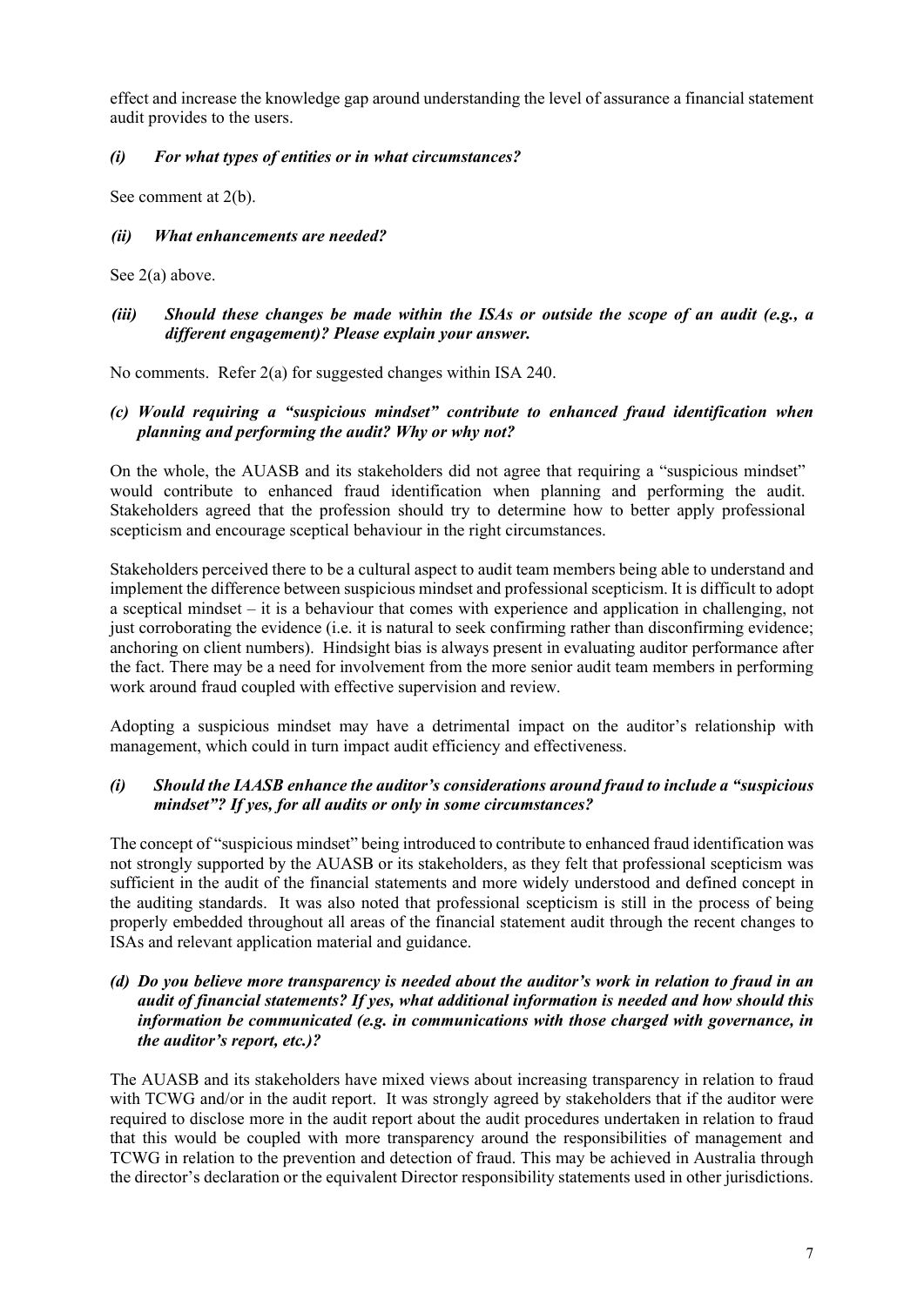effect and increase the knowledge gap around understanding the level of assurance a financial statement audit provides to the users.

*(i) For what types of entities or in what circumstances?*

See comment at 2(b).

*(ii) What enhancements are needed?*

See 2(a) above.

*(iii) Should these changes be made within the ISAs or outside the scope of an audit (e.g., a different engagement)? Please explain your answer.*

No comments. Refer 2(a) for suggested changes within ISA 240.

***(c) Would requiring a "suspicious mindset" contribute to enhanced fraud identification when planning and performing the audit? Why or why not?***

On the whole, the AUASB and its stakeholders did not agree that requiring a "suspicious mindset" would contribute to enhanced fraud identification when planning and performing the audit. Stakeholders agreed that the profession should try to determine how to better apply professional scepticism and encourage sceptical behaviour in the right circumstances.

Stakeholders perceived there to be a cultural aspect to audit team members being able to understand and implement the difference between suspicious mindset and professional scepticism. It is difficult to adopt a sceptical mindset – it is a behaviour that comes with experience and application in challenging, not just corroborating the evidence (i.e. it is natural to seek confirming rather than disconfirming evidence; anchoring on client numbers). Hindsight bias is always present in evaluating auditor performance after the fact. There may be a need for involvement from the more senior audit team members in performing work around fraud coupled with effective supervision and review.

Adopting a suspicious mindset may have a detrimental impact on the auditor's relationship with management, which could in turn impact audit efficiency and effectiveness.

***(i) Should the IAASB enhance the auditor's considerations around fraud to include a "suspicious mindset"? If yes, for all audits or only in some circumstances?***

The concept of "suspicious mindset" being introduced to contribute to enhanced fraud identification was not strongly supported by the AUASB or its stakeholders, as they felt that professional scepticism was sufficient in the audit of the financial statements and more widely understood and defined concept in the auditing standards. It was also noted that professional scepticism is still in the process of being properly embedded throughout all areas of the financial statement audit through the recent changes to ISAs and relevant application material and guidance.

***(d) Do you believe more transparency is needed about the auditor's work in relation to fraud in an audit of financial statements? If yes, what additional information is needed and how should this information be communicated (e.g. in communications with those charged with governance, in the auditor's report, etc.)?***

The AUASB and its stakeholders have mixed views about increasing transparency in relation to fraud with TCWG and/or in the audit report. It was strongly agreed by stakeholders that if the auditor were required to disclose more in the audit report about the audit procedures undertaken in relation to fraud that this would be coupled with more transparency around the responsibilities of management and TCWG in relation to the prevention and detection of fraud. This may be achieved in Australia through the director's declaration or the equivalent Director responsibility statements used in other jurisdictions.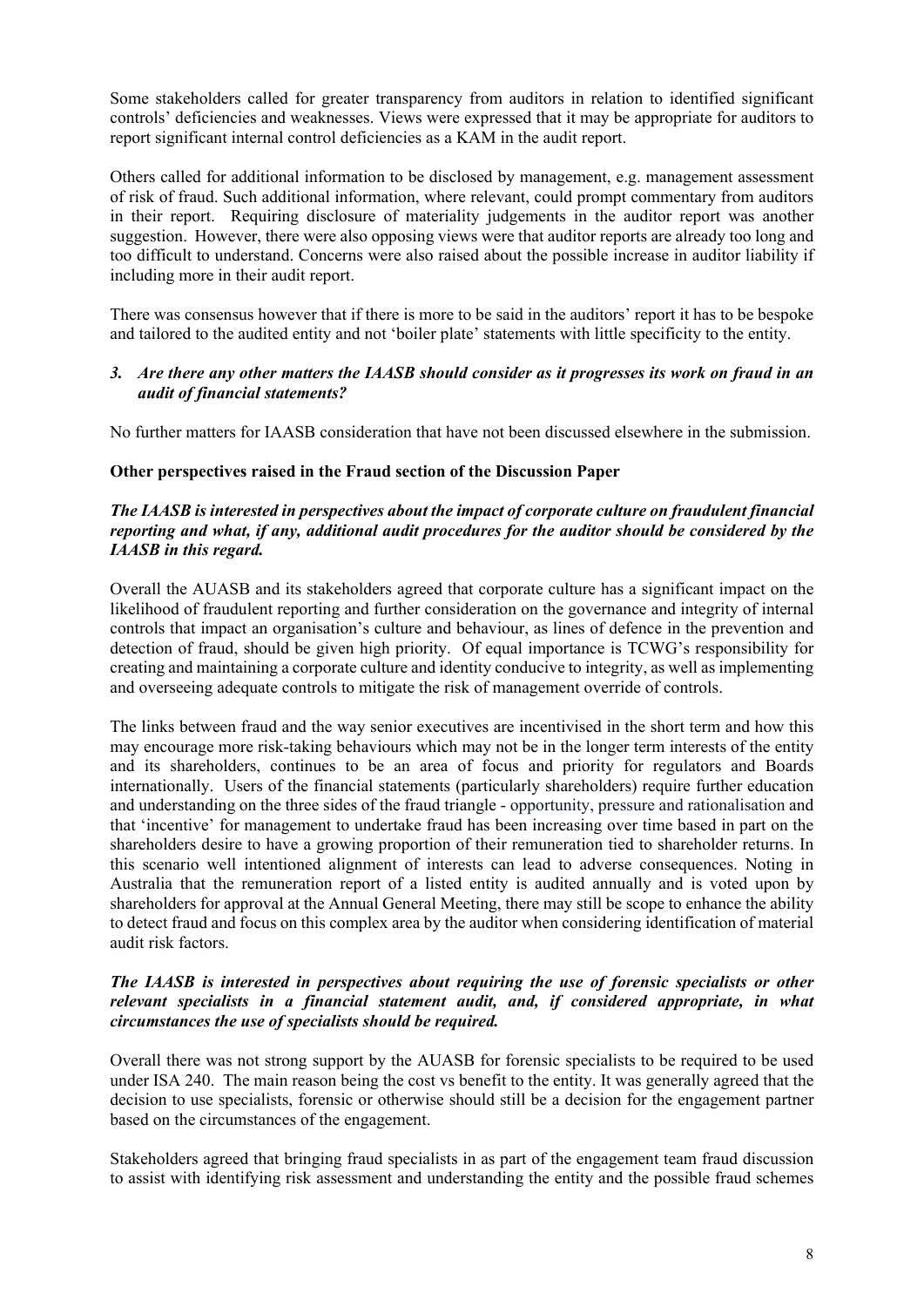Some stakeholders called for greater transparency from auditors in relation to identified significant controls' deficiencies and weaknesses. Views were expressed that it may be appropriate for auditors to report significant internal control deficiencies as a KAM in the audit report.

Others called for additional information to be disclosed by management, e.g. management assessment of risk of fraud. Such additional information, where relevant, could prompt commentary from auditors in their report. Requiring disclosure of materiality judgements in the auditor report was another suggestion. However, there were also opposing views were that auditor reports are already too long and too difficult to understand. Concerns were also raised about the possible increase in auditor liability if including more in their audit report.

There was consensus however that if there is more to be said in the auditors' report it has to be bespoke and tailored to the audited entity and not 'boiler plate' statements with little specificity to the entity.

***3. Are there any other matters the IAASB should consider as it progresses its work on fraud in an audit of financial statements?***

No further matters for IAASB consideration that have not been discussed elsewhere in the submission.

**Other perspectives raised in the Fraud section of the Discussion Paper**

***The IAASB is interested in perspectives about the impact of corporate culture on fraudulent financial reporting and what, if any, additional audit procedures for the auditor should be considered by the IAASB in this regard.***

Overall the AUASB and its stakeholders agreed that corporate culture has a significant impact on the likelihood of fraudulent reporting and further consideration on the governance and integrity of internal controls that impact an organisation's culture and behaviour, as lines of defence in the prevention and detection of fraud, should be given high priority. Of equal importance is TCWG's responsibility for creating and maintaining a corporate culture and identity conducive to integrity, as well as implementing and overseeing adequate controls to mitigate the risk of management override of controls.

The links between fraud and the way senior executives are incentivised in the short term and how this may encourage more risk-taking behaviours which may not be in the longer term interests of the entity and its shareholders, continues to be an area of focus and priority for regulators and Boards internationally. Users of the financial statements (particularly shareholders) require further education and understanding on the three sides of the fraud triangle - opportunity, pressure and rationalisation and that 'incentive' for management to undertake fraud has been increasing over time based in part on the shareholders desire to have a growing proportion of their remuneration tied to shareholder returns. In this scenario well intentioned alignment of interests can lead to adverse consequences. Noting in Australia that the remuneration report of a listed entity is audited annually and is voted upon by shareholders for approval at the Annual General Meeting, there may still be scope to enhance the ability to detect fraud and focus on this complex area by the auditor when considering identification of material audit risk factors.

***The IAASB is interested in perspectives about requiring the use of forensic specialists or other relevant specialists in a financial statement audit, and, if considered appropriate, in what circumstances the use of specialists should be required.***

Overall there was not strong support by the AUASB for forensic specialists to be required to be used under ISA 240. The main reason being the cost vs benefit to the entity. It was generally agreed that the decision to use specialists, forensic or otherwise should still be a decision for the engagement partner based on the circumstances of the engagement.

Stakeholders agreed that bringing fraud specialists in as part of the engagement team fraud discussion to assist with identifying risk assessment and understanding the entity and the possible fraud schemes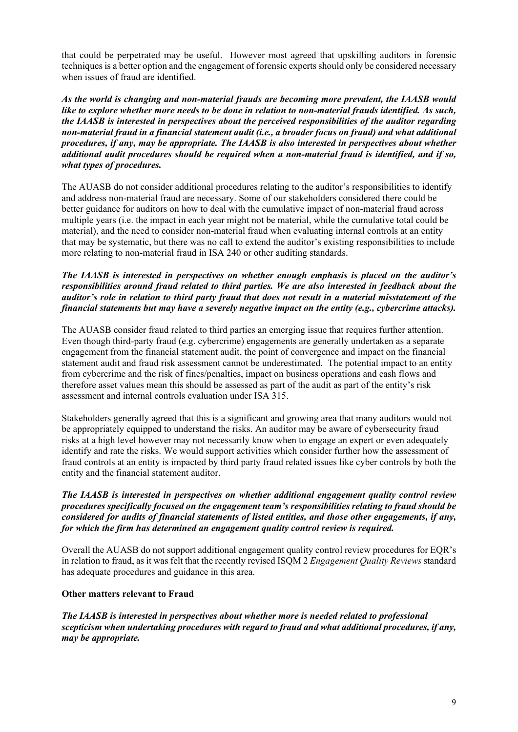that could be perpetrated may be useful. However most agreed that upskilling auditors in forensic techniques is a better option and the engagement of forensic experts should only be considered necessary when issues of fraud are identified.

***As the world is changing and non-material frauds are becoming more prevalent, the IAASB would like to explore whether more needs to be done in relation to non-material frauds identified. As such, the IAASB is interested in perspectives about the perceived responsibilities of the auditor regarding non-material fraud in a financial statement audit (i.e., a broader focus on fraud) and what additional procedures, if any, may be appropriate. The IAASB is also interested in perspectives about whether additional audit procedures should be required when a non-material fraud is identified, and if so, what types of procedures.***

The AUASB do not consider additional procedures relating to the auditor's responsibilities to identify and address non-material fraud are necessary. Some of our stakeholders considered there could be better guidance for auditors on how to deal with the cumulative impact of non-material fraud across multiple years (i.e. the impact in each year might not be material, while the cumulative total could be material), and the need to consider non-material fraud when evaluating internal controls at an entity that may be systematic, but there was no call to extend the auditor's existing responsibilities to include more relating to non-material fraud in ISA 240 or other auditing standards.

***The IAASB is interested in perspectives on whether enough emphasis is placed on the auditor's responsibilities around fraud related to third parties. We are also interested in feedback about the auditor's role in relation to third party fraud that does not result in a material misstatement of the financial statements but may have a severely negative impact on the entity (e.g., cybercrime attacks).***

The AUASB consider fraud related to third parties an emerging issue that requires further attention. Even though third-party fraud (e.g. cybercrime) engagements are generally undertaken as a separate engagement from the financial statement audit, the point of convergence and impact on the financial statement audit and fraud risk assessment cannot be underestimated. The potential impact to an entity from cybercrime and the risk of fines/penalties, impact on business operations and cash flows and therefore asset values mean this should be assessed as part of the audit as part of the entity's risk assessment and internal controls evaluation under ISA 315.

Stakeholders generally agreed that this is a significant and growing area that many auditors would not be appropriately equipped to understand the risks. An auditor may be aware of cybersecurity fraud risks at a high level however may not necessarily know when to engage an expert or even adequately identify and rate the risks. We would support activities which consider further how the assessment of fraud controls at an entity is impacted by third party fraud related issues like cyber controls by both the entity and the financial statement auditor.

***The IAASB is interested in perspectives on whether additional engagement quality control review procedures specifically focused on the engagement team's responsibilities relating to fraud should be considered for audits of financial statements of listed entities, and those other engagements, if any, for which the firm has determined an engagement quality control review is required.***

Overall the AUASB do not support additional engagement quality control review procedures for EQR's in relation to fraud, as it was felt that the recently revised ISQM 2 *Engagement Quality Reviews* standard has adequate procedures and guidance in this area.

**Other matters relevant to Fraud**

***The IAASB is interested in perspectives about whether more is needed related to professional scepticism when undertaking procedures with regard to fraud and what additional procedures, if any, may be appropriate.***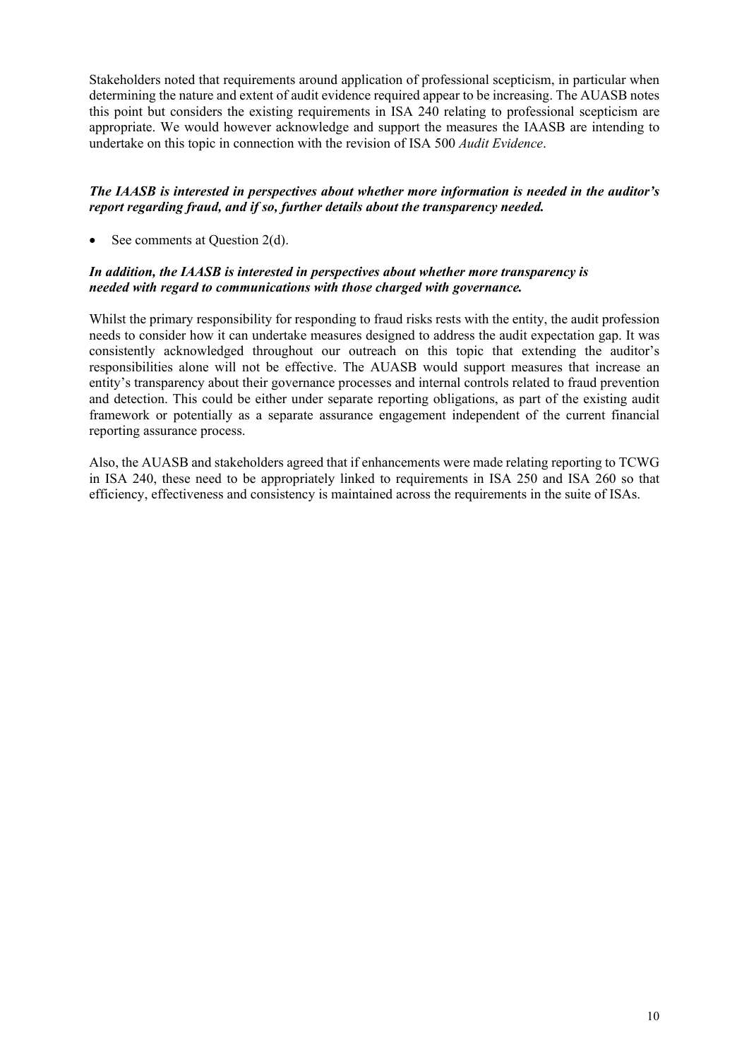Stakeholders noted that requirements around application of professional scepticism, in particular when determining the nature and extent of audit evidence required appear to be increasing. The AUASB notes this point but considers the existing requirements in ISA 240 relating to professional scepticism are appropriate. We would however acknowledge and support the measures the IAASB are intending to undertake on this topic in connection with the revision of ISA 500 *Audit Evidence*.

***The IAASB is interested in perspectives about whether more information is needed in the auditor's report regarding fraud, and if so, further details about the transparency needed.***

- See comments at Question 2(d).

***In addition, the IAASB is interested in perspectives about whether more transparency is needed with regard to communications with those charged with governance.***

Whilst the primary responsibility for responding to fraud risks rests with the entity, the audit profession needs to consider how it can undertake measures designed to address the audit expectation gap. It was consistently acknowledged throughout our outreach on this topic that extending the auditor's responsibilities alone will not be effective. The AUASB would support measures that increase an entity's transparency about their governance processes and internal controls related to fraud prevention and detection. This could be either under separate reporting obligations, as part of the existing audit framework or potentially as a separate assurance engagement independent of the current financial reporting assurance process.

Also, the AUASB and stakeholders agreed that if enhancements were made relating reporting to TCWG in ISA 240, these need to be appropriately linked to requirements in ISA 250 and ISA 260 so that efficiency, effectiveness and consistency is maintained across the requirements in the suite of ISAs.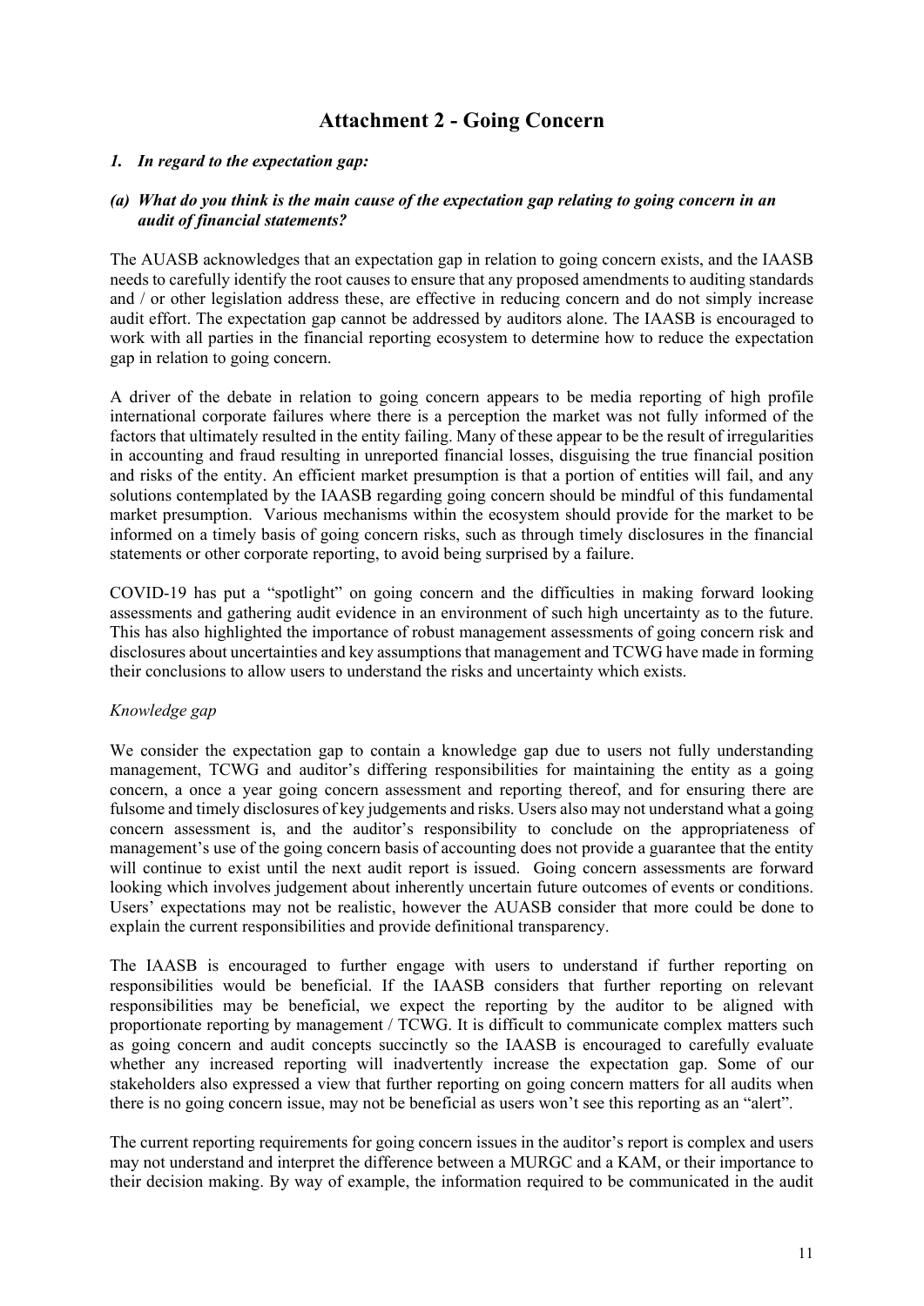# Attachment 2 - Going Concern

***1. In regard to the expectation gap:***

***(a) What do you think is the main cause of the expectation gap relating to going concern in an audit of financial statements?***

The AUASB acknowledges that an expectation gap in relation to going concern exists, and the IAASB needs to carefully identify the root causes to ensure that any proposed amendments to auditing standards and / or other legislation address these, are effective in reducing concern and do not simply increase audit effort. The expectation gap cannot be addressed by auditors alone. The IAASB is encouraged to work with all parties in the financial reporting ecosystem to determine how to reduce the expectation gap in relation to going concern.

A driver of the debate in relation to going concern appears to be media reporting of high profile international corporate failures where there is a perception the market was not fully informed of the factors that ultimately resulted in the entity failing. Many of these appear to be the result of irregularities in accounting and fraud resulting in unreported financial losses, disguising the true financial position and risks of the entity. An efficient market presumption is that a portion of entities will fail, and any solutions contemplated by the IAASB regarding going concern should be mindful of this fundamental market presumption. Various mechanisms within the ecosystem should provide for the market to be informed on a timely basis of going concern risks, such as through timely disclosures in the financial statements or other corporate reporting, to avoid being surprised by a failure.

COVID-19 has put a "spotlight" on going concern and the difficulties in making forward looking assessments and gathering audit evidence in an environment of such high uncertainty as to the future. This has also highlighted the importance of robust management assessments of going concern risk and disclosures about uncertainties and key assumptions that management and TCWG have made in forming their conclusions to allow users to understand the risks and uncertainty which exists.

*Knowledge gap*

We consider the expectation gap to contain a knowledge gap due to users not fully understanding management, TCWG and auditor's differing responsibilities for maintaining the entity as a going concern, a once a year going concern assessment and reporting thereof, and for ensuring there are fulsome and timely disclosures of key judgements and risks. Users also may not understand what a going concern assessment is, and the auditor's responsibility to conclude on the appropriateness of management's use of the going concern basis of accounting does not provide a guarantee that the entity will continue to exist until the next audit report is issued. Going concern assessments are forward looking which involves judgement about inherently uncertain future outcomes of events or conditions. Users' expectations may not be realistic, however the AUASB consider that more could be done to explain the current responsibilities and provide definitional transparency.

The IAASB is encouraged to further engage with users to understand if further reporting on responsibilities would be beneficial. If the IAASB considers that further reporting on relevant responsibilities may be beneficial, we expect the reporting by the auditor to be aligned with proportionate reporting by management / TCWG. It is difficult to communicate complex matters such as going concern and audit concepts succinctly so the IAASB is encouraged to carefully evaluate whether any increased reporting will inadvertently increase the expectation gap. Some of our stakeholders also expressed a view that further reporting on going concern matters for all audits when there is no going concern issue, may not be beneficial as users won't see this reporting as an "alert".

The current reporting requirements for going concern issues in the auditor's report is complex and users may not understand and interpret the difference between a MURGC and a KAM, or their importance to their decision making. By way of example, the information required to be communicated in the audit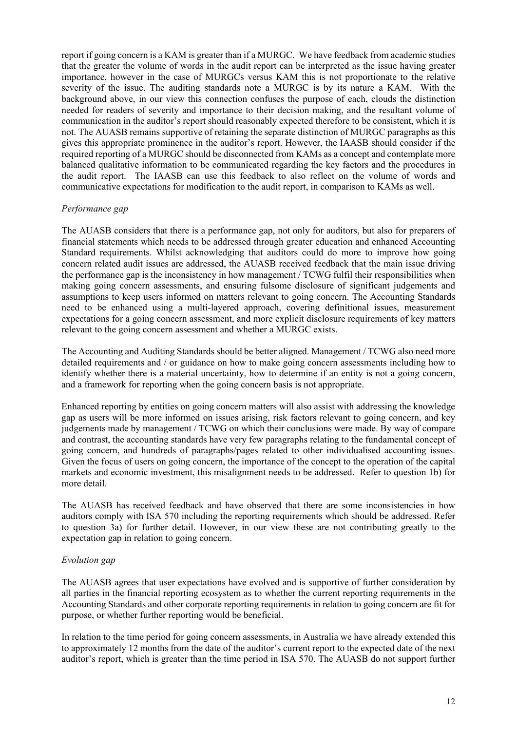report if going concern is a KAM is greater than if a MURGC. We have feedback from academic studies that the greater the volume of words in the audit report can be interpreted as the issue having greater importance, however in the case of MURGCs versus KAM this is not proportionate to the relative severity of the issue. The auditing standards note a MURGC is by its nature a KAM. With the background above, in our view this connection confuses the purpose of each, clouds the distinction needed for readers of severity and importance to their decision making, and the resultant volume of communication in the auditor's report should reasonably expected therefore to be consistent, which it is not. The AUASB remains supportive of retaining the separate distinction of MURGC paragraphs as this gives this appropriate prominence in the auditor's report. However, the IAASB should consider if the required reporting of a MURGC should be disconnected from KAMs as a concept and contemplate more balanced qualitative information to be communicated regarding the key factors and the procedures in the audit report. The IAASB can use this feedback to also reflect on the volume of words and communicative expectations for modification to the audit report, in comparison to KAMs as well.

*Performance gap*

The AUASB considers that there is a performance gap, not only for auditors, but also for preparers of financial statements which needs to be addressed through greater education and enhanced Accounting Standard requirements. Whilst acknowledging that auditors could do more to improve how going concern related audit issues are addressed, the AUASB received feedback that the main issue driving the performance gap is the inconsistency in how management / TCWG fulfil their responsibilities when making going concern assessments, and ensuring fulsome disclosure of significant judgements and assumptions to keep users informed on matters relevant to going concern. The Accounting Standards need to be enhanced using a multi-layered approach, covering definitional issues, measurement expectations for a going concern assessment, and more explicit disclosure requirements of key matters relevant to the going concern assessment and whether a MURGC exists.

The Accounting and Auditing Standards should be better aligned. Management / TCWG also need more detailed requirements and / or guidance on how to make going concern assessments including how to identify whether there is a material uncertainty, how to determine if an entity is not a going concern, and a framework for reporting when the going concern basis is not appropriate.

Enhanced reporting by entities on going concern matters will also assist with addressing the knowledge gap as users will be more informed on issues arising, risk factors relevant to going concern, and key judgements made by management / TCWG on which their conclusions were made. By way of compare and contrast, the accounting standards have very few paragraphs relating to the fundamental concept of going concern, and hundreds of paragraphs/pages related to other individualised accounting issues. Given the focus of users on going concern, the importance of the concept to the operation of the capital markets and economic investment, this misalignment needs to be addressed. Refer to question 1b) for more detail.

The AUASB has received feedback and have observed that there are some inconsistencies in how auditors comply with ISA 570 including the reporting requirements which should be addressed. Refer to question 3a) for further detail. However, in our view these are not contributing greatly to the expectation gap in relation to going concern.

*Evolution gap*

The AUASB agrees that user expectations have evolved and is supportive of further consideration by all parties in the financial reporting ecosystem as to whether the current reporting requirements in the Accounting Standards and other corporate reporting requirements in relation to going concern are fit for purpose, or whether further reporting would be beneficial.

In relation to the time period for going concern assessments, in Australia we have already extended this to approximately 12 months from the date of the auditor's current report to the expected date of the next auditor's report, which is greater than the time period in ISA 570. The AUASB do not support further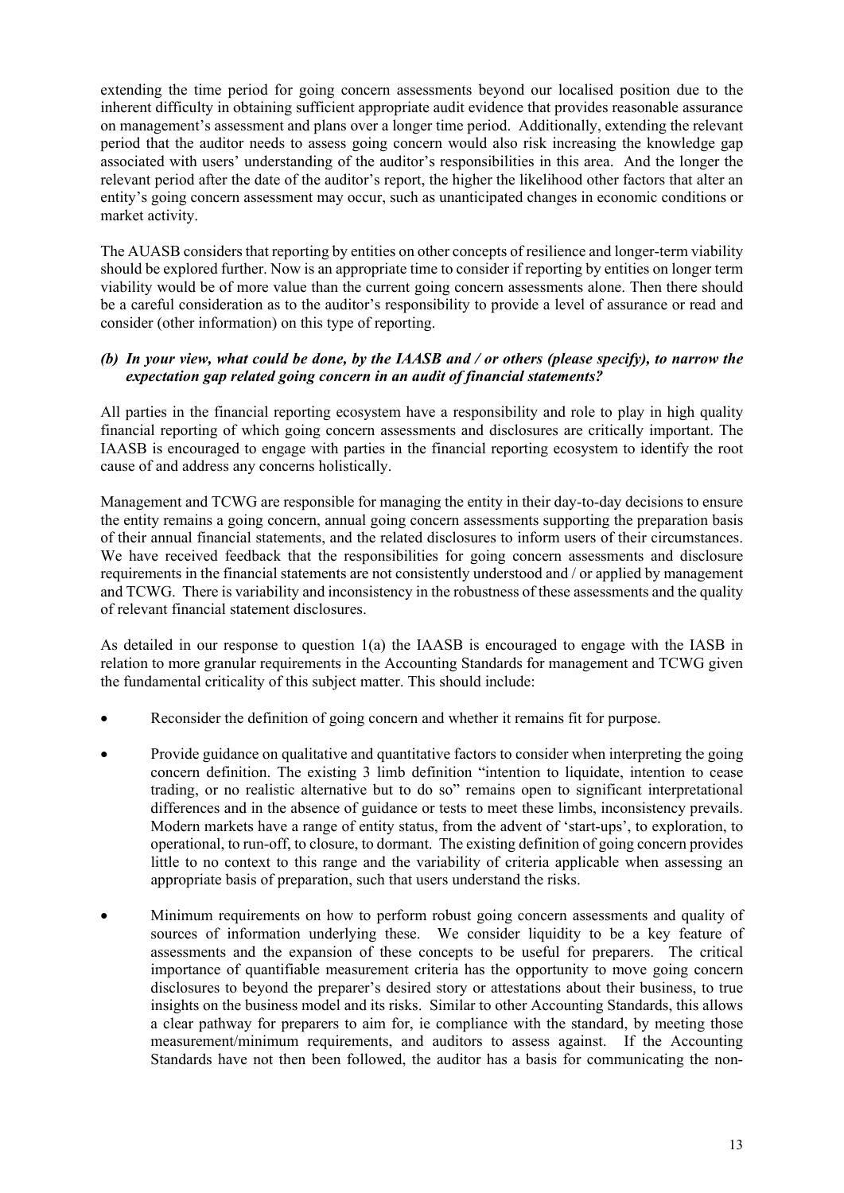extending the time period for going concern assessments beyond our localised position due to the inherent difficulty in obtaining sufficient appropriate audit evidence that provides reasonable assurance on management's assessment and plans over a longer time period. Additionally, extending the relevant period that the auditor needs to assess going concern would also risk increasing the knowledge gap associated with users' understanding of the auditor's responsibilities in this area. And the longer the relevant period after the date of the auditor's report, the higher the likelihood other factors that alter an entity's going concern assessment may occur, such as unanticipated changes in economic conditions or market activity.

The AUASB considers that reporting by entities on other concepts of resilience and longer-term viability should be explored further. Now is an appropriate time to consider if reporting by entities on longer term viability would be of more value than the current going concern assessments alone. Then there should be a careful consideration as to the auditor's responsibility to provide a level of assurance or read and consider (other information) on this type of reporting.

***(b) In your view, what could be done, by the IAASB and / or others (please specify), to narrow the expectation gap related going concern in an audit of financial statements?***

All parties in the financial reporting ecosystem have a responsibility and role to play in high quality financial reporting of which going concern assessments and disclosures are critically important. The IAASB is encouraged to engage with parties in the financial reporting ecosystem to identify the root cause of and address any concerns holistically.

Management and TCWG are responsible for managing the entity in their day-to-day decisions to ensure the entity remains a going concern, annual going concern assessments supporting the preparation basis of their annual financial statements, and the related disclosures to inform users of their circumstances. We have received feedback that the responsibilities for going concern assessments and disclosure requirements in the financial statements are not consistently understood and / or applied by management and TCWG. There is variability and inconsistency in the robustness of these assessments and the quality of relevant financial statement disclosures.

As detailed in our response to question 1(a) the IAASB is encouraged to engage with the IASB in relation to more granular requirements in the Accounting Standards for management and TCWG given the fundamental criticality of this subject matter. This should include:

- Reconsider the definition of going concern and whether it remains fit for purpose.
- Provide guidance on qualitative and quantitative factors to consider when interpreting the going concern definition. The existing 3 limb definition "intention to liquidate, intention to cease trading, or no realistic alternative but to do so" remains open to significant interpretational differences and in the absence of guidance or tests to meet these limbs, inconsistency prevails. Modern markets have a range of entity status, from the advent of 'start-ups', to exploration, to operational, to run-off, to closure, to dormant. The existing definition of going concern provides little to no context to this range and the variability of criteria applicable when assessing an appropriate basis of preparation, such that users understand the risks.
- Minimum requirements on how to perform robust going concern assessments and quality of sources of information underlying these. We consider liquidity to be a key feature of assessments and the expansion of these concepts to be useful for preparers. The critical importance of quantifiable measurement criteria has the opportunity to move going concern disclosures to beyond the preparer's desired story or attestations about their business, to true insights on the business model and its risks. Similar to other Accounting Standards, this allows a clear pathway for preparers to aim for, ie compliance with the standard, by meeting those measurement/minimum requirements, and auditors to assess against. If the Accounting Standards have not then been followed, the auditor has a basis for communicating the non-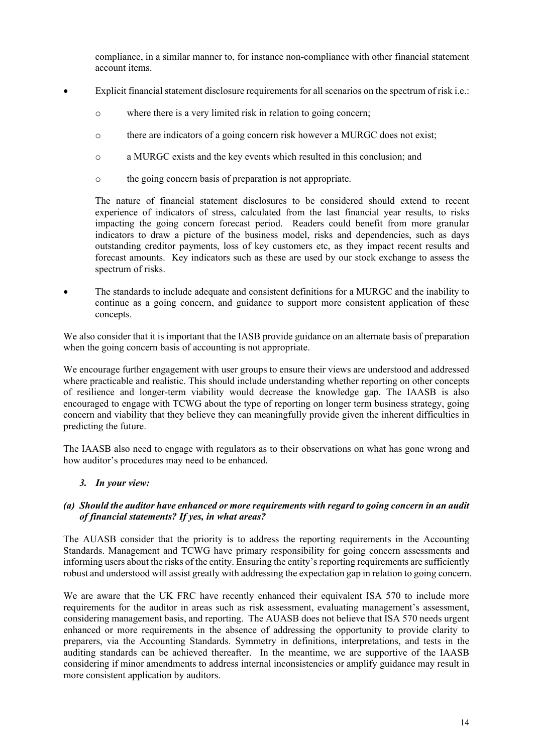compliance, in a similar manner to, for instance non-compliance with other financial statement account items.

- Explicit financial statement disclosure requirements for all scenarios on the spectrum of risk i.e.:
  - where there is a very limited risk in relation to going concern;
  - there are indicators of a going concern risk however a MURGC does not exist;
  - a MURGC exists and the key events which resulted in this conclusion; and
  - the going concern basis of preparation is not appropriate.

  The nature of financial statement disclosures to be considered should extend to recent experience of indicators of stress, calculated from the last financial year results, to risks impacting the going concern forecast period. Readers could benefit from more granular indicators to draw a picture of the business model, risks and dependencies, such as days outstanding creditor payments, loss of key customers etc, as they impact recent results and forecast amounts. Key indicators such as these are used by our stock exchange to assess the spectrum of risks.

- The standards to include adequate and consistent definitions for a MURGC and the inability to continue as a going concern, and guidance to support more consistent application of these concepts.

We also consider that it is important that the IASB provide guidance on an alternate basis of preparation when the going concern basis of accounting is not appropriate.

We encourage further engagement with user groups to ensure their views are understood and addressed where practicable and realistic. This should include understanding whether reporting on other concepts of resilience and longer-term viability would decrease the knowledge gap. The IAASB is also encouraged to engage with TCWG about the type of reporting on longer term business strategy, going concern and viability that they believe they can meaningfully provide given the inherent difficulties in predicting the future.

The IAASB also need to engage with regulators as to their observations on what has gone wrong and how auditor's procedures may need to be enhanced.

***3. In your view:***

***(a) Should the auditor have enhanced or more requirements with regard to going concern in an audit of financial statements? If yes, in what areas?***

The AUASB consider that the priority is to address the reporting requirements in the Accounting Standards. Management and TCWG have primary responsibility for going concern assessments and informing users about the risks of the entity. Ensuring the entity's reporting requirements are sufficiently robust and understood will assist greatly with addressing the expectation gap in relation to going concern.

We are aware that the UK FRC have recently enhanced their equivalent ISA 570 to include more requirements for the auditor in areas such as risk assessment, evaluating management's assessment, considering management basis, and reporting. The AUASB does not believe that ISA 570 needs urgent enhanced or more requirements in the absence of addressing the opportunity to provide clarity to preparers, via the Accounting Standards. Symmetry in definitions, interpretations, and tests in the auditing standards can be achieved thereafter. In the meantime, we are supportive of the IAASB considering if minor amendments to address internal inconsistencies or amplify guidance may result in more consistent application by auditors.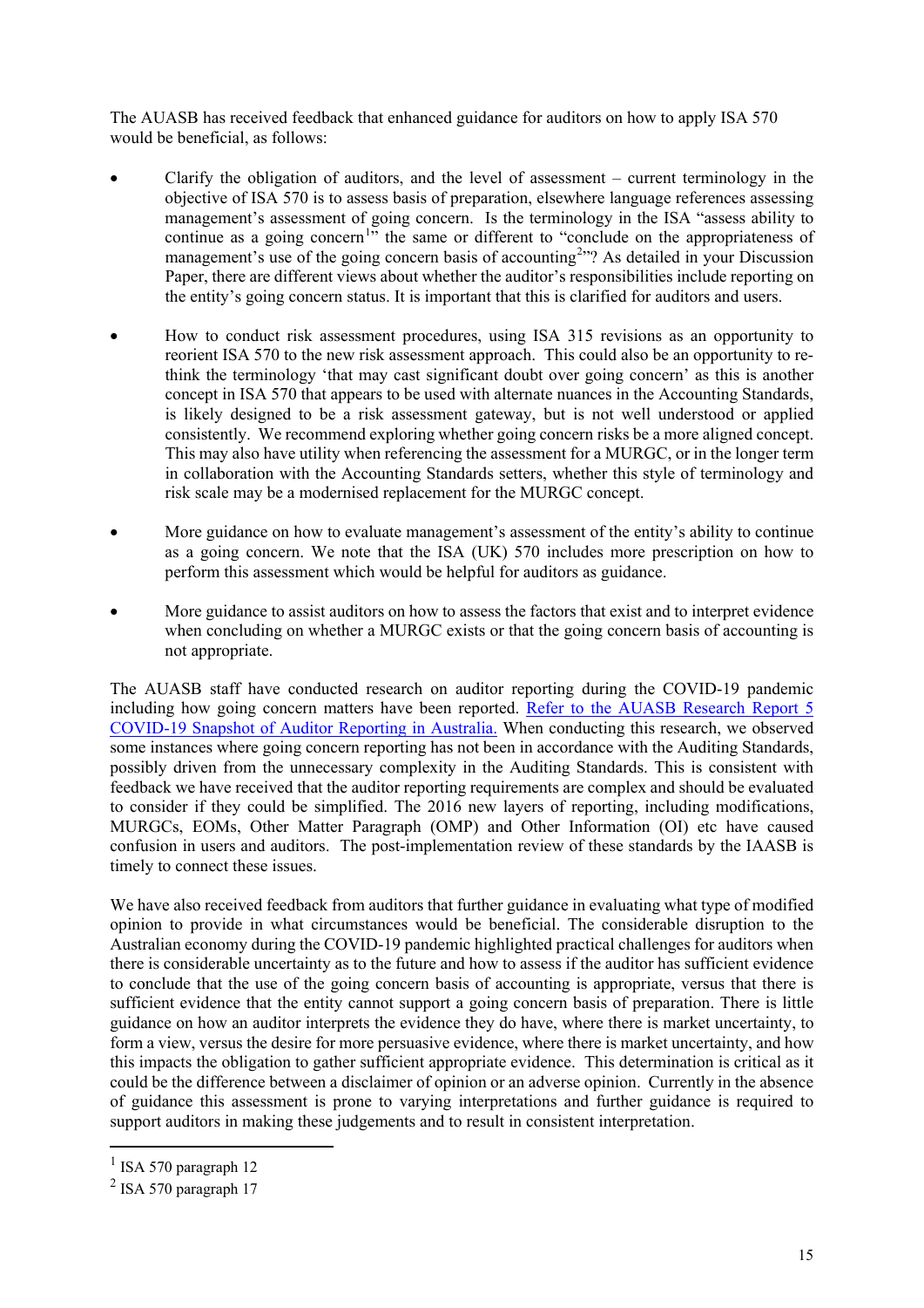The AUASB has received feedback that enhanced guidance for auditors on how to apply ISA 570 would be beneficial, as follows:

- Clarify the obligation of auditors, and the level of assessment – current terminology in the objective of ISA 570 is to assess basis of preparation, elsewhere language references assessing management's assessment of going concern. Is the terminology in the ISA "assess ability to continue as a going concern[1]" the same or different to "conclude on the appropriateness of management's use of the going concern basis of accounting[2]"? As detailed in your Discussion Paper, there are different views about whether the auditor's responsibilities include reporting on the entity's going concern status. It is important that this is clarified for auditors and users.

- How to conduct risk assessment procedures, using ISA 315 revisions as an opportunity to reorient ISA 570 to the new risk assessment approach. This could also be an opportunity to re-think the terminology 'that may cast significant doubt over going concern' as this is another concept in ISA 570 that appears to be used with alternate nuances in the Accounting Standards, is likely designed to be a risk assessment gateway, but is not well understood or applied consistently. We recommend exploring whether going concern risks be a more aligned concept. This may also have utility when referencing the assessment for a MURGC, or in the longer term in collaboration with the Accounting Standards setters, whether this style of terminology and risk scale may be a modernised replacement for the MURGC concept.

- More guidance on how to evaluate management's assessment of the entity's ability to continue as a going concern. We note that the ISA (UK) 570 includes more prescription on how to perform this assessment which would be helpful for auditors as guidance.

- More guidance to assist auditors on how to assess the factors that exist and to interpret evidence when concluding on whether a MURGC exists or that the going concern basis of accounting is not appropriate.

The AUASB staff have conducted research on auditor reporting during the COVID-19 pandemic including how going concern matters have been reported. Refer to the AUASB Research Report 5 COVID-19 Snapshot of Auditor Reporting in Australia. When conducting this research, we observed some instances where going concern reporting has not been in accordance with the Auditing Standards, possibly driven from the unnecessary complexity in the Auditing Standards. This is consistent with feedback we have received that the auditor reporting requirements are complex and should be evaluated to consider if they could be simplified. The 2016 new layers of reporting, including modifications, MURGCs, EOMs, Other Matter Paragraph (OMP) and Other Information (OI) etc have caused confusion in users and auditors. The post-implementation review of these standards by the IAASB is timely to connect these issues.

We have also received feedback from auditors that further guidance in evaluating what type of modified opinion to provide in what circumstances would be beneficial. The considerable disruption to the Australian economy during the COVID-19 pandemic highlighted practical challenges for auditors when there is considerable uncertainty as to the future and how to assess if the auditor has sufficient evidence to conclude that the use of the going concern basis of accounting is appropriate, versus that there is sufficient evidence that the entity cannot support a going concern basis of preparation. There is little guidance on how an auditor interprets the evidence they do have, where there is market uncertainty, to form a view, versus the desire for more persuasive evidence, where there is market uncertainty, and how this impacts the obligation to gather sufficient appropriate evidence. This determination is critical as it could be the difference between a disclaimer of opinion or an adverse opinion. Currently in the absence of guidance this assessment is prone to varying interpretations and further guidance is required to support auditors in making these judgements and to result in consistent interpretation.

---

[1] ISA 570 paragraph 12

[2] ISA 570 paragraph 17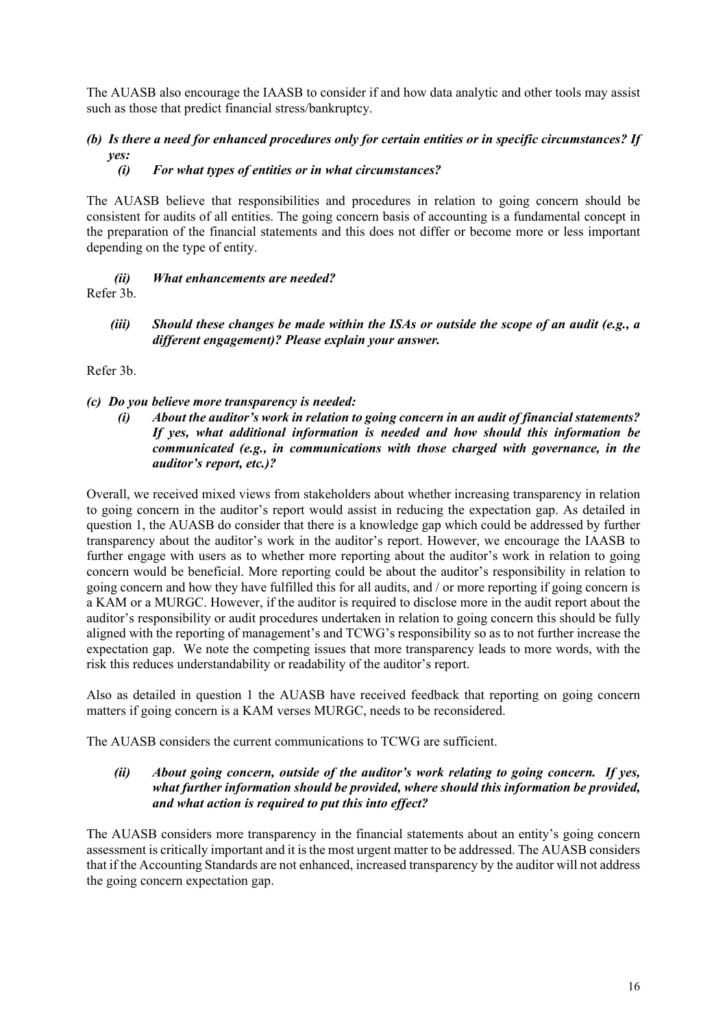The AUASB also encourage the IAASB to consider if and how data analytic and other tools may assist such as those that predict financial stress/bankruptcy.

***(b) Is there a need for enhanced procedures only for certain entities or in specific circumstances? If yes:***

***(i) For what types of entities or in what circumstances?***

The AUASB believe that responsibilities and procedures in relation to going concern should be consistent for audits of all entities. The going concern basis of accounting is a fundamental concept in the preparation of the financial statements and this does not differ or become more or less important depending on the type of entity.

***(ii) What enhancements are needed?***

Refer 3b.

***(iii) Should these changes be made within the ISAs or outside the scope of an audit (e.g., a different engagement)? Please explain your answer.***

Refer 3b.

***(c) Do you believe more transparency is needed:***

***(i) About the auditor's work in relation to going concern in an audit of financial statements? If yes, what additional information is needed and how should this information be communicated (e.g., in communications with those charged with governance, in the auditor's report, etc.)?***

Overall, we received mixed views from stakeholders about whether increasing transparency in relation to going concern in the auditor's report would assist in reducing the expectation gap. As detailed in question 1, the AUASB do consider that there is a knowledge gap which could be addressed by further transparency about the auditor's work in the auditor's report. However, we encourage the IAASB to further engage with users as to whether more reporting about the auditor's work in relation to going concern would be beneficial. More reporting could be about the auditor's responsibility in relation to going concern and how they have fulfilled this for all audits, and / or more reporting if going concern is a KAM or a MURGC. However, if the auditor is required to disclose more in the audit report about the auditor's responsibility or audit procedures undertaken in relation to going concern this should be fully aligned with the reporting of management's and TCWG's responsibility so as to not further increase the expectation gap. We note the competing issues that more transparency leads to more words, with the risk this reduces understandability or readability of the auditor's report.

Also as detailed in question 1 the AUASB have received feedback that reporting on going concern matters if going concern is a KAM verses MURGC, needs to be reconsidered.

The AUASB considers the current communications to TCWG are sufficient.

***(ii) About going concern, outside of the auditor's work relating to going concern. If yes, what further information should be provided, where should this information be provided, and what action is required to put this into effect?***

The AUASB considers more transparency in the financial statements about an entity's going concern assessment is critically important and it is the most urgent matter to be addressed. The AUASB considers that if the Accounting Standards are not enhanced, increased transparency by the auditor will not address the going concern expectation gap.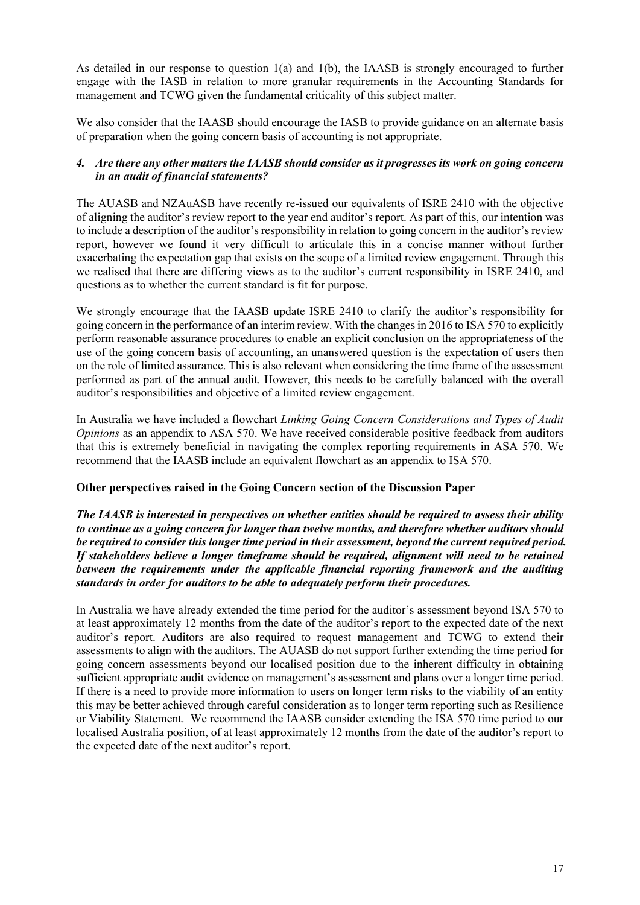As detailed in our response to question 1(a) and 1(b), the IAASB is strongly encouraged to further engage with the IASB in relation to more granular requirements in the Accounting Standards for management and TCWG given the fundamental criticality of this subject matter.

We also consider that the IAASB should encourage the IASB to provide guidance on an alternate basis of preparation when the going concern basis of accounting is not appropriate.

### *4. Are there any other matters the IAASB should consider as it progresses its work on going concern in an audit of financial statements?*

The AUASB and NZAuASB have recently re-issued our equivalents of ISRE 2410 with the objective of aligning the auditor's review report to the year end auditor's report. As part of this, our intention was to include a description of the auditor's responsibility in relation to going concern in the auditor's review report, however we found it very difficult to articulate this in a concise manner without further exacerbating the expectation gap that exists on the scope of a limited review engagement. Through this we realised that there are differing views as to the auditor's current responsibility in ISRE 2410, and questions as to whether the current standard is fit for purpose.

We strongly encourage that the IAASB update ISRE 2410 to clarify the auditor's responsibility for going concern in the performance of an interim review. With the changes in 2016 to ISA 570 to explicitly perform reasonable assurance procedures to enable an explicit conclusion on the appropriateness of the use of the going concern basis of accounting, an unanswered question is the expectation of users then on the role of limited assurance. This is also relevant when considering the time frame of the assessment performed as part of the annual audit. However, this needs to be carefully balanced with the overall auditor's responsibilities and objective of a limited review engagement.

In Australia we have included a flowchart *Linking Going Concern Considerations and Types of Audit Opinions* as an appendix to ASA 570. We have received considerable positive feedback from auditors that this is extremely beneficial in navigating the complex reporting requirements in ASA 570. We recommend that the IAASB include an equivalent flowchart as an appendix to ISA 570.

### Other perspectives raised in the Going Concern section of the Discussion Paper

***The IAASB is interested in perspectives on whether entities should be required to assess their ability to continue as a going concern for longer than twelve months, and therefore whether auditors should be required to consider this longer time period in their assessment, beyond the current required period. If stakeholders believe a longer timeframe should be required, alignment will need to be retained between the requirements under the applicable financial reporting framework and the auditing standards in order for auditors to be able to adequately perform their procedures.***

In Australia we have already extended the time period for the auditor's assessment beyond ISA 570 to at least approximately 12 months from the date of the auditor's report to the expected date of the next auditor's report. Auditors are also required to request management and TCWG to extend their assessments to align with the auditors. The AUASB do not support further extending the time period for going concern assessments beyond our localised position due to the inherent difficulty in obtaining sufficient appropriate audit evidence on management's assessment and plans over a longer time period. If there is a need to provide more information to users on longer term risks to the viability of an entity this may be better achieved through careful consideration as to longer term reporting such as Resilience or Viability Statement. We recommend the IAASB consider extending the ISA 570 time period to our localised Australia position, of at least approximately 12 months from the date of the auditor's report to the expected date of the next auditor's report.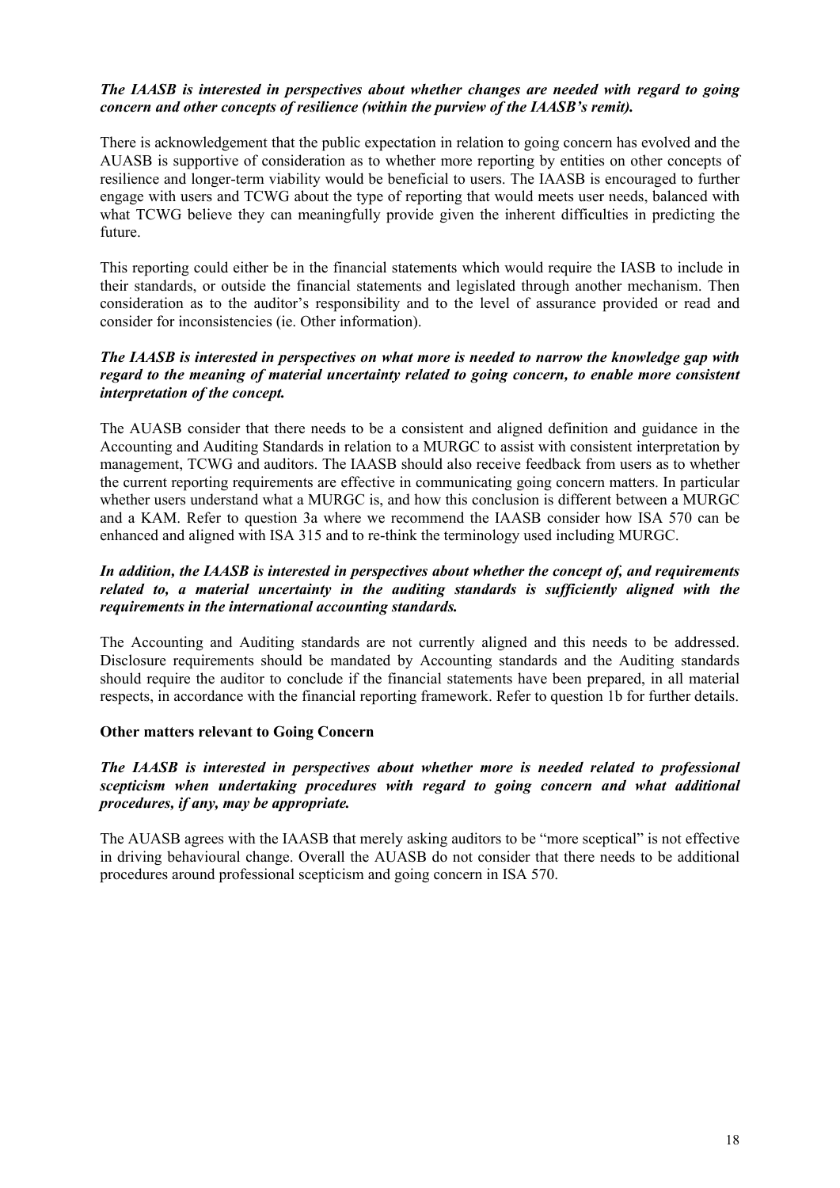***The IAASB is interested in perspectives about whether changes are needed with regard to going concern and other concepts of resilience (within the purview of the IAASB's remit).***

There is acknowledgement that the public expectation in relation to going concern has evolved and the AUASB is supportive of consideration as to whether more reporting by entities on other concepts of resilience and longer-term viability would be beneficial to users. The IAASB is encouraged to further engage with users and TCWG about the type of reporting that would meets user needs, balanced with what TCWG believe they can meaningfully provide given the inherent difficulties in predicting the future.

This reporting could either be in the financial statements which would require the IASB to include in their standards, or outside the financial statements and legislated through another mechanism. Then consideration as to the auditor's responsibility and to the level of assurance provided or read and consider for inconsistencies (ie. Other information).

***The IAASB is interested in perspectives on what more is needed to narrow the knowledge gap with regard to the meaning of material uncertainty related to going concern, to enable more consistent interpretation of the concept.***

The AUASB consider that there needs to be a consistent and aligned definition and guidance in the Accounting and Auditing Standards in relation to a MURGC to assist with consistent interpretation by management, TCWG and auditors. The IAASB should also receive feedback from users as to whether the current reporting requirements are effective in communicating going concern matters. In particular whether users understand what a MURGC is, and how this conclusion is different between a MURGC and a KAM. Refer to question 3a where we recommend the IAASB consider how ISA 570 can be enhanced and aligned with ISA 315 and to re-think the terminology used including MURGC.

***In addition, the IAASB is interested in perspectives about whether the concept of, and requirements related to, a material uncertainty in the auditing standards is sufficiently aligned with the requirements in the international accounting standards.***

The Accounting and Auditing standards are not currently aligned and this needs to be addressed. Disclosure requirements should be mandated by Accounting standards and the Auditing standards should require the auditor to conclude if the financial statements have been prepared, in all material respects, in accordance with the financial reporting framework. Refer to question 1b for further details.

**Other matters relevant to Going Concern**

***The IAASB is interested in perspectives about whether more is needed related to professional scepticism when undertaking procedures with regard to going concern and what additional procedures, if any, may be appropriate.***

The AUASB agrees with the IAASB that merely asking auditors to be "more sceptical" is not effective in driving behavioural change. Overall the AUASB do not consider that there needs to be additional procedures around professional scepticism and going concern in ISA 570.